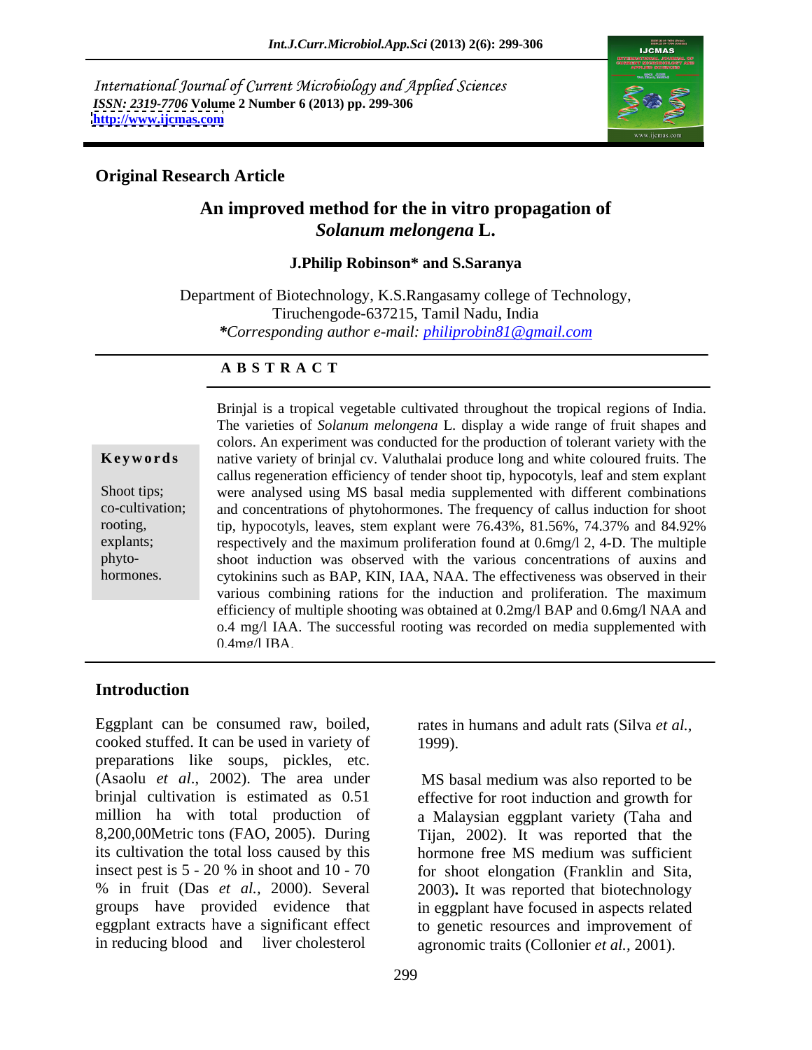International Journal of Current Microbiology and Applied Sciences
*ISSN: 2319-7706* **Volume 2 Number 6 (2013) pp. 299-306**
**http://www.ijcmas.com**

**Original Research Article**

# An improved method for the in vitro propagation of *Solanum melongena* L.

**J.Philip Robinson\* and S.Saranya**

Department of Biotechnology, K.S.Rangasamy college of Technology, Tiruchengode-637215, Tamil Nadu, India
*\*Corresponding author e-mail: philiprobin81@gmail.com*

## A B S T R A C T

**Keywords**

Shoot tips; co-cultivation; rooting, explants; phyto-hormones.

Brinjal is a tropical vegetable cultivated throughout the tropical regions of India. The varieties of *Solanum melongena* L. display a wide range of fruit shapes and colors. An experiment was conducted for the production of tolerant variety with the native variety of brinjal cv. Valuthalai produce long and white coloured fruits. The callus regeneration efficiency of tender shoot tip, hypocotyls, leaf and stem explant were analysed using MS basal media supplemented with different combinations and concentrations of phytohormones. The frequency of callus induction for shoot tip, hypocotyls, leaves, stem explant were 76.43%, 81.56%, 74.37% and 84.92% respectively and the maximum proliferation found at 0.6mg/l 2, 4-D. The multiple shoot induction was observed with the various concentrations of auxins and cytokinins such as BAP, KIN, IAA, NAA. The effectiveness was observed in their various combining rations for the induction and proliferation. The maximum efficiency of multiple shooting was obtained at 0.2mg/l BAP and 0.6mg/l NAA and o.4 mg/l IAA. The successful rooting was recorded on media supplemented with 0.4mg/l IBA.

## Introduction

Eggplant can be consumed raw, boiled, cooked stuffed. It can be used in variety of preparations like soups, pickles, etc. (Asaolu *et al*., 2002). The area under brinjal cultivation is estimated as 0.51 million ha with total production of 8,200,00Metric tons (FAO, 2005). During its cultivation the total loss caused by this insect pest is 5 - 20 % in shoot and 10 - 70 % in fruit (Das *et al.,* 2000). Several groups have provided evidence that eggplant extracts have a significant effect in reducing blood and liver cholesterol rates in humans and adult rats (Silva *et al.,* 1999).

MS basal medium was also reported to be effective for root induction and growth for a Malaysian eggplant variety (Taha and Tijan, 2002). It was reported that the hormone free MS medium was sufficient for shoot elongation (Franklin and Sita, 2003). It was reported that biotechnology in eggplant have focused in aspects related to genetic resources and improvement of agronomic traits (Collonier *et al.,* 2001).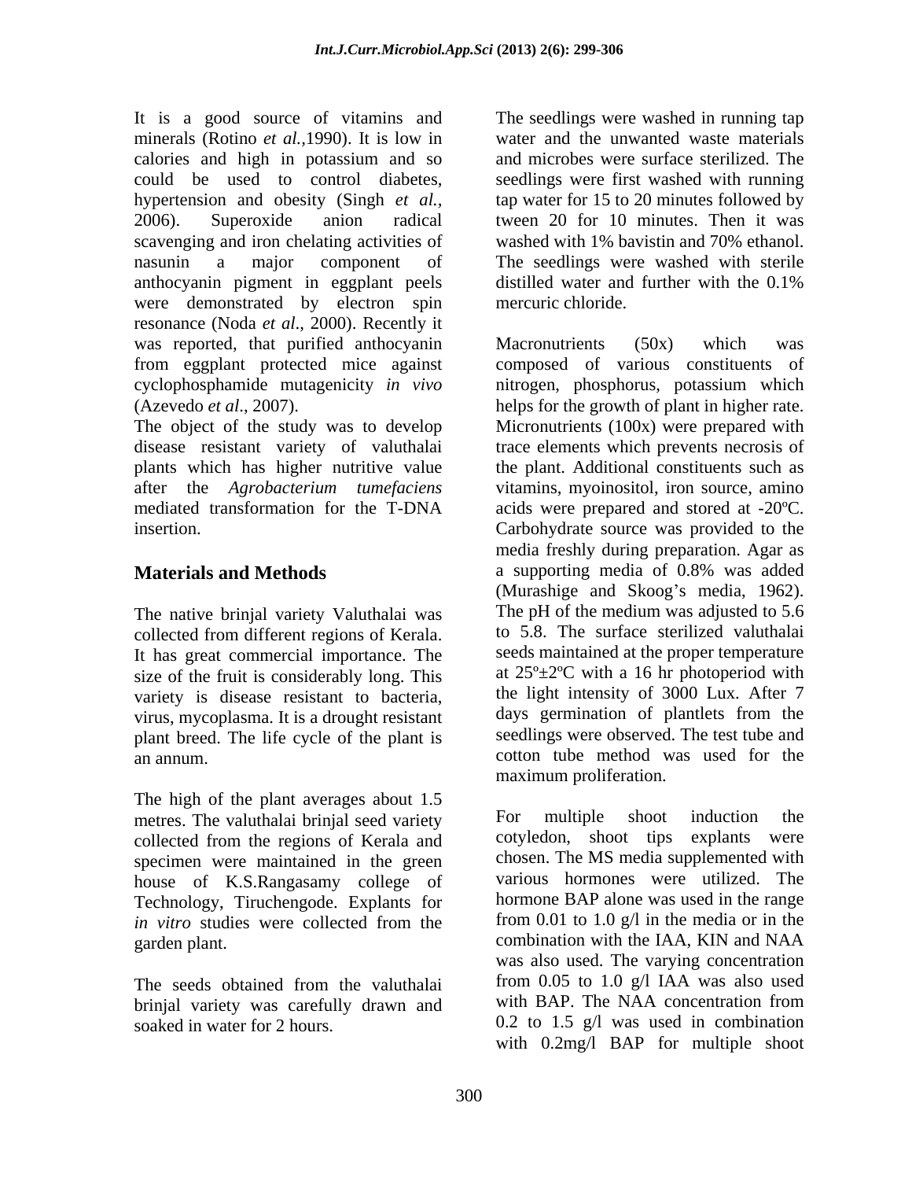It is a good source of vitamins and minerals (Rotino *et al.*,1990). It is low in calories and high in potassium and so could be used to control diabetes, hypertension and obesity (Singh *et al.*, 2006). Superoxide anion radical scavenging and iron chelating activities of nasunin a major component of anthocyanin pigment in eggplant peels were demonstrated by electron spin resonance (Noda *et al*., 2000). Recently it was reported, that purified anthocyanin from eggplant protected mice against cyclophosphamide mutagenicity *in vivo* (Azevedo *et al*., 2007).

The object of the study was to develop disease resistant variety of valuthalai plants which has higher nutritive value after the *Agrobacterium tumefaciens* mediated transformation for the T-DNA insertion.

## Materials and Methods

The native brinjal variety Valuthalai was collected from different regions of Kerala. It has great commercial importance. The size of the fruit is considerably long. This variety is disease resistant to bacteria, virus, mycoplasma. It is a drought resistant plant breed. The life cycle of the plant is an annum.

The high of the plant averages about 1.5 metres. The valuthalai brinjal seed variety collected from the regions of Kerala and specimen were maintained in the green house of K.S.Rangasamy college of Technology, Tiruchengode. Explants for *in vitro* studies were collected from the garden plant.

The seeds obtained from the valuthalai brinjal variety was carefully drawn and soaked in water for 2 hours.

The seedlings were washed in running tap water and the unwanted waste materials and microbes were surface sterilized. The seedlings were first washed with running tap water for 15 to 20 minutes followed by tween 20 for 10 minutes. Then it was washed with 1% bavistin and 70% ethanol. The seedlings were washed with sterile distilled water and further with the 0.1% mercuric chloride.

Macronutrients (50x) which was composed of various constituents of nitrogen, phosphorus, potassium which helps for the growth of plant in higher rate. Micronutrients (100x) were prepared with trace elements which prevents necrosis of the plant. Additional constituents such as vitamins, myoinositol, iron source, amino acids were prepared and stored at -20ºC. Carbohydrate source was provided to the media freshly during preparation. Agar as a supporting media of 0.8% was added (Murashige and Skoog's media, 1962). The pH of the medium was adjusted to 5.6 to 5.8. The surface sterilized valuthalai seeds maintained at the proper temperature at 25º±2ºC with a 16 hr photoperiod with the light intensity of 3000 Lux. After 7 days germination of plantlets from the seedlings were observed. The test tube and cotton tube method was used for the maximum proliferation.

For multiple shoot induction the cotyledon, shoot tips explants were chosen. The MS media supplemented with various hormones were utilized. The hormone BAP alone was used in the range from 0.01 to 1.0 g/l in the media or in the combination with the IAA, KIN and NAA was also used. The varying concentration from 0.05 to 1.0 g/l IAA was also used with BAP. The NAA concentration from 0.2 to 1.5 g/l was used in combination with 0.2mg/l BAP for multiple shoot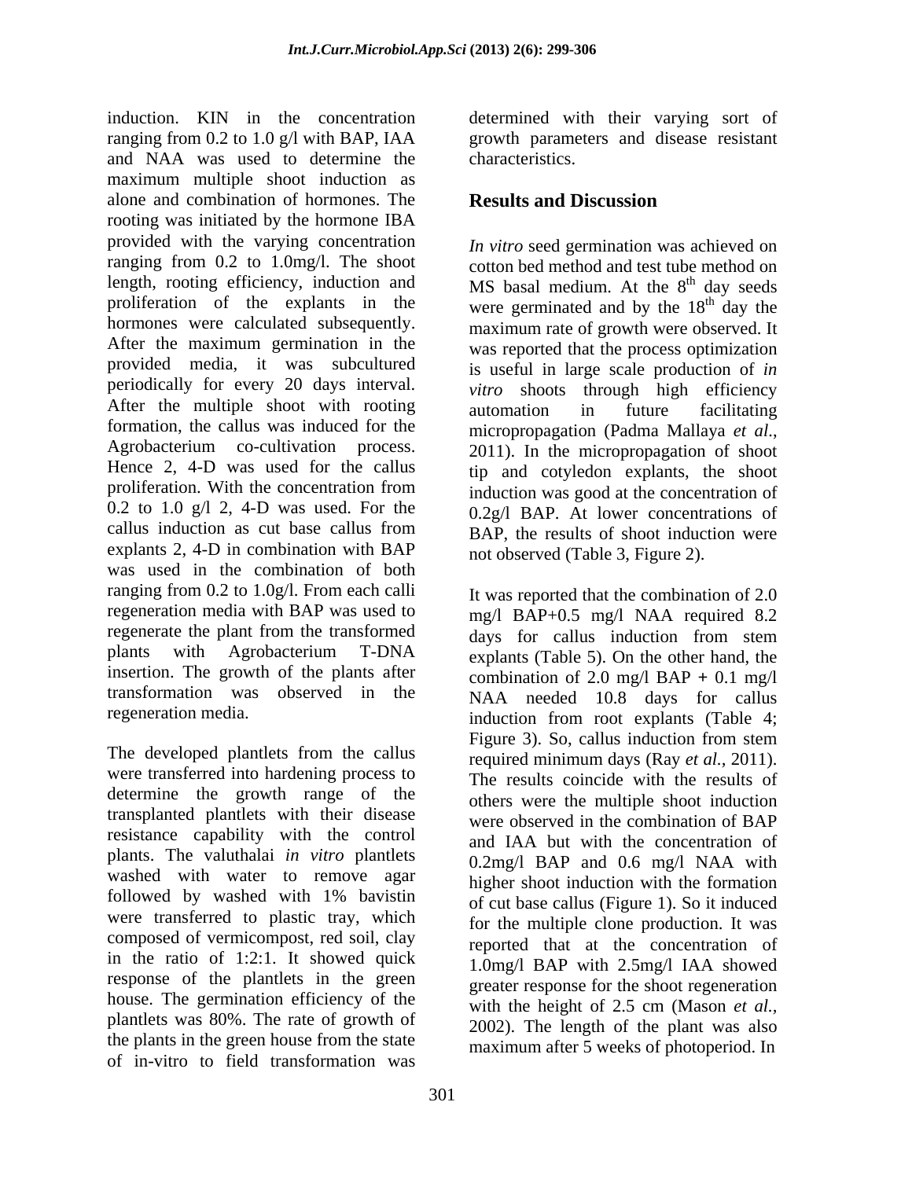induction. KIN in the concentration ranging from 0.2 to 1.0 g/l with BAP, IAA and NAA was used to determine the maximum multiple shoot induction as alone and combination of hormones. The rooting was initiated by the hormone IBA provided with the varying concentration ranging from 0.2 to 1.0mg/l. The shoot length, rooting efficiency, induction and proliferation of the explants in the hormones were calculated subsequently. After the maximum germination in the provided media, it was subcultured periodically for every 20 days interval. After the multiple shoot with rooting formation, the callus was induced for the Agrobacterium co-cultivation process. Hence 2, 4-D was used for the callus proliferation. With the concentration from 0.2 to 1.0 g/l 2, 4-D was used. For the callus induction as cut base callus from explants 2, 4-D in combination with BAP was used in the combination of both ranging from 0.2 to 1.0g/l. From each calli regeneration media with BAP was used to regenerate the plant from the transformed plants with Agrobacterium T-DNA insertion. The growth of the plants after transformation was observed in the regeneration media.

The developed plantlets from the callus were transferred into hardening process to determine the growth range of the transplanted plantlets with their disease resistance capability with the control plants. The valuthalai *in vitro* plantlets washed with water to remove agar followed by washed with 1% bavistin were transferred to plastic tray, which composed of vermicompost, red soil, clay in the ratio of 1:2:1. It showed quick response of the plantlets in the green house. The germination efficiency of the plantlets was 80%. The rate of growth of the plants in the green house from the state of in-vitro to field transformation was determined with their varying sort of growth parameters and disease resistant characteristics.

## Results and Discussion

*In vitro* seed germination was achieved on cotton bed method and test tube method on MS basal medium. At the 8$^{th}$ day seeds were germinated and by the 18$^{th}$ day the maximum rate of growth were observed. It was reported that the process optimization is useful in large scale production of *in vitro* shoots through high efficiency automation in future facilitating micropropagation (Padma Mallaya *et al*., 2011). In the micropropagation of shoot tip and cotyledon explants, the shoot induction was good at the concentration of 0.2g/l BAP. At lower concentrations of BAP, the results of shoot induction were not observed (Table 3, Figure 2).

It was reported that the combination of 2.0 mg/l BAP+0.5 mg/l NAA required 8.2 days for callus induction from stem explants (Table 5). On the other hand, the combination of 2.0 mg/l BAP + 0.1 mg/l NAA needed 10.8 days for callus induction from root explants (Table 4; Figure 3). So, callus induction from stem required minimum days (Ray *et al.*, 2011). The results coincide with the results of others were the multiple shoot induction were observed in the combination of BAP and IAA but with the concentration of 0.2mg/l BAP and 0.6 mg/l NAA with higher shoot induction with the formation of cut base callus (Figure 1). So it induced for the multiple clone production. It was reported that at the concentration of 1.0mg/l BAP with 2.5mg/l IAA showed greater response for the shoot regeneration with the height of 2.5 cm (Mason *et al.*, 2002). The length of the plant was also maximum after 5 weeks of photoperiod. In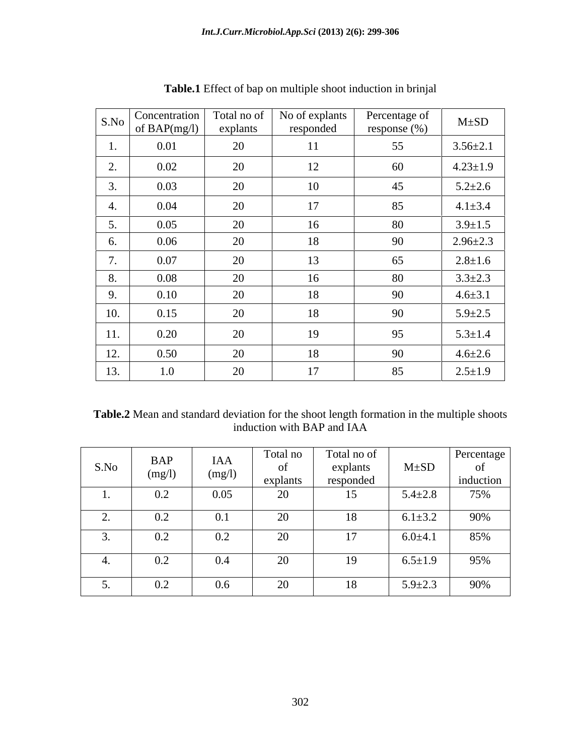**Table.1** Effect of bap on multiple shoot induction in brinjal

| S.No | Concentration of BAP(mg/l) | Total no of explants | No of explants responded | Percentage of response (%) | M±SD |
|---|---|---|---|---|---|
| 1. | 0.01 | 20 | 11 | 55 | 3.56±2.1 |
| 2. | 0.02 | 20 | 12 | 60 | 4.23±1.9 |
| 3. | 0.03 | 20 | 10 | 45 | 5.2±2.6 |
| 4. | 0.04 | 20 | 17 | 85 | 4.1±3.4 |
| 5. | 0.05 | 20 | 16 | 80 | 3.9±1.5 |
| 6. | 0.06 | 20 | 18 | 90 | 2.96±2.3 |
| 7. | 0.07 | 20 | 13 | 65 | 2.8±1.6 |
| 8. | 0.08 | 20 | 16 | 80 | 3.3±2.3 |
| 9. | 0.10 | 20 | 18 | 90 | 4.6±3.1 |
| 10. | 0.15 | 20 | 18 | 90 | 5.9±2.5 |
| 11. | 0.20 | 20 | 19 | 95 | 5.3±1.4 |
| 12. | 0.50 | 20 | 18 | 90 | 4.6±2.6 |
| 13. | 1.0 | 20 | 17 | 85 | 2.5±1.9 |

**Table.2** Mean and standard deviation for the shoot length formation in the multiple shoots induction with BAP and IAA

| S.No | BAP (mg/l) | IAA (mg/l) | Total no of explants | Total no of explants responded | M±SD | Percentage of induction |
|---|---|---|---|---|---|---|
| 1. | 0.2 | 0.05 | 20 | 15 | 5.4±2.8 | 75% |
| 2. | 0.2 | 0.1 | 20 | 18 | 6.1±3.2 | 90% |
| 3. | 0.2 | 0.2 | 20 | 17 | 6.0±4.1 | 85% |
| 4. | 0.2 | 0.4 | 20 | 19 | 6.5±1.9 | 95% |
| 5. | 0.2 | 0.6 | 20 | 18 | 5.9±2.3 | 90% |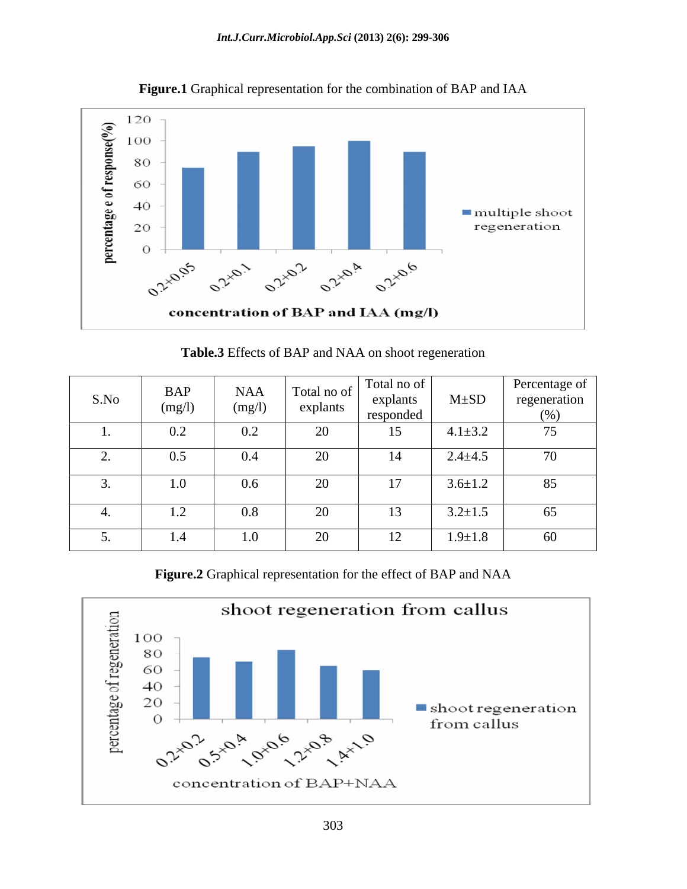**Figure.1** Graphical representation for the combination of BAP and IAA

**Table.3** Effects of BAP and NAA on shoot regeneration

| S.No | BAP (mg/l) | NAA (mg/l) | Total no of explants | Total no of explants responded | M±SD | Percentage of regeneration (%) |
|---|---|---|---|---|---|---|
| 1. | 0.2 | 0.2 | 20 | 15 | 4.1±3.2 | 75 |
| 2. | 0.5 | 0.4 | 20 | 14 | 2.4±4.5 | 70 |
| 3. | 1.0 | 0.6 | 20 | 17 | 3.6±1.2 | 85 |
| 4. | 1.2 | 0.8 | 20 | 13 | 3.2±1.5 | 65 |
| 5. | 1.4 | 1.0 | 20 | 12 | 1.9±1.8 | 60 |

**Figure.2** Graphical representation for the effect of BAP and NAA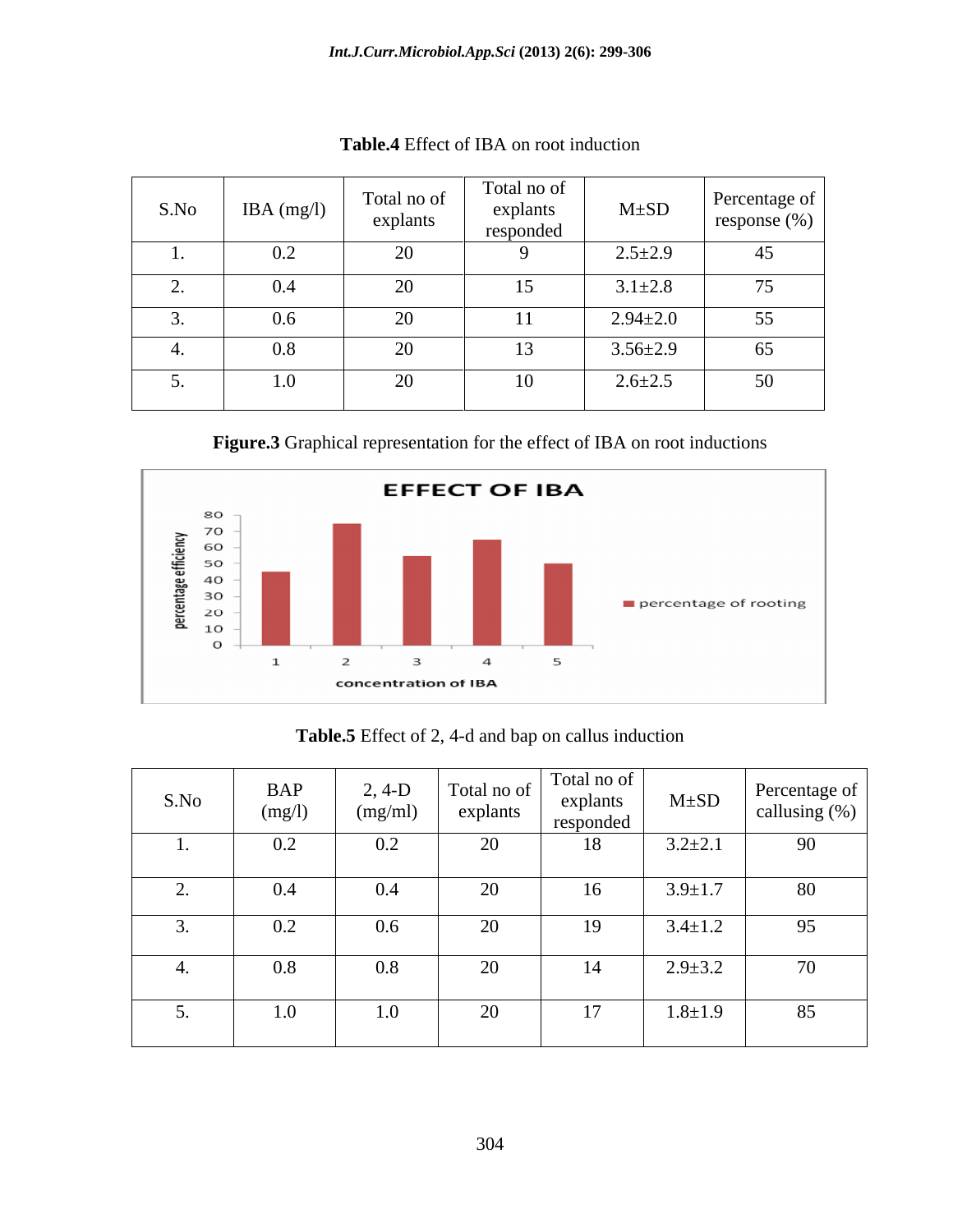**Table.4** Effect of IBA on root induction

| S.No | IBA (mg/l) | Total no of explants | Total no of explants responded | M±SD | Percentage of response (%) |
|---|---|---|---|---|---|
| 1. | 0.2 | 20 | 9 | 2.5±2.9 | 45 |
| 2. | 0.4 | 20 | 15 | 3.1±2.8 | 75 |
| 3. | 0.6 | 20 | 11 | 2.94±2.0 | 55 |
| 4. | 0.8 | 20 | 13 | 3.56±2.9 | 65 |
| 5. | 1.0 | 20 | 10 | 2.6±2.5 | 50 |

**Figure.3** Graphical representation for the effect of IBA on root inductions

**Table.5** Effect of 2, 4-d and bap on callus induction

| S.No | BAP (mg/l) | 2, 4-D (mg/ml) | Total no of explants | Total no of explants responded | M±SD | Percentage of callusing (%) |
|---|---|---|---|---|---|---|
| 1. | 0.2 | 0.2 | 20 | 18 | 3.2±2.1 | 90 |
| 2. | 0.4 | 0.4 | 20 | 16 | 3.9±1.7 | 80 |
| 3. | 0.2 | 0.6 | 20 | 19 | 3.4±1.2 | 95 |
| 4. | 0.8 | 0.8 | 20 | 14 | 2.9±3.2 | 70 |
| 5. | 1.0 | 1.0 | 20 | 17 | 1.8±1.9 | 85 |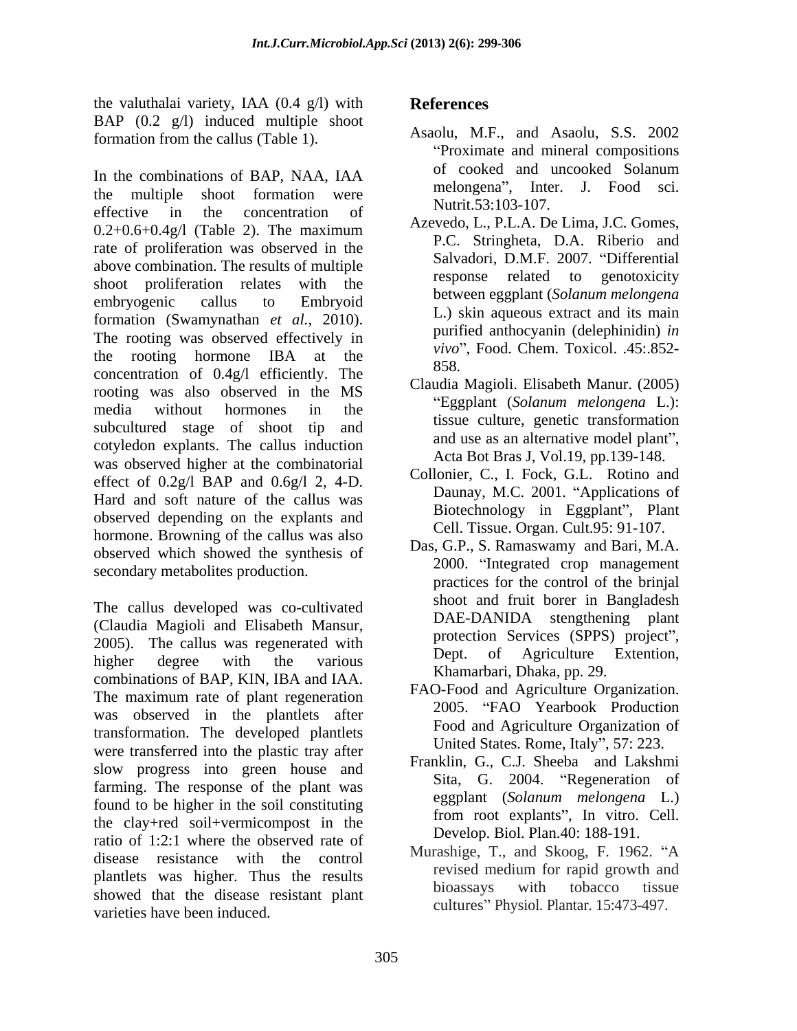the valuthalai variety, IAA (0.4 g/l) with BAP (0.2 g/l) induced multiple shoot formation from the callus (Table 1).

In the combinations of BAP, NAA, IAA the multiple shoot formation were effective in the concentration of 0.2+0.6+0.4g/l (Table 2). The maximum rate of proliferation was observed in the above combination. The results of multiple shoot proliferation relates with the embryogenic callus to Embryoid formation (Swamynathan *et al.,* 2010). The rooting was observed effectively in the rooting hormone IBA at the concentration of 0.4g/l efficiently. The rooting was also observed in the MS media without hormones in the subcultured stage of shoot tip and cotyledon explants. The callus induction was observed higher at the combinatorial effect of 0.2g/l BAP and 0.6g/l 2, 4-D. Hard and soft nature of the callus was observed depending on the explants and hormone. Browning of the callus was also observed which showed the synthesis of secondary metabolites production.

The callus developed was co-cultivated (Claudia Magioli and Elisabeth Mansur, 2005). The callus was regenerated with higher degree with the various combinations of BAP, KIN, IBA and IAA. The maximum rate of plant regeneration was observed in the plantlets after transformation. The developed plantlets were transferred into the plastic tray after slow progress into green house and farming. The response of the plant was found to be higher in the soil constituting the clay+red soil+vermicompost in the ratio of 1:2:1 where the observed rate of disease resistance with the control plantlets was higher. Thus the results showed that the disease resistant plant varieties have been induced.

## References

Asaolu, M.F., and Asaolu, S.S. 2002 "Proximate and mineral compositions of cooked and uncooked Solanum melongena", Inter. J. Food sci. Nutrit.53:103-107.

Azevedo, L., P.L.A. De Lima, J.C. Gomes, P.C. Stringheta, D.A. Riberio and Salvadori, D.M.F. 2007. "Differential response related to genotoxicity between eggplant (*Solanum melongena* L.) skin aqueous extract and its main purified anthocyanin (delephinidin) *in vivo*", Food. Chem. Toxicol. .45:.852-858.

Claudia Magioli. Elisabeth Manur. (2005) "Eggplant (*Solanum melongena* L.): tissue culture, genetic transformation and use as an alternative model plant", Acta Bot Bras J, Vol.19, pp.139-148.

Collonier, C., I. Fock, G.L. Rotino and Daunay, M.C. 2001. "Applications of Biotechnology in Eggplant", Plant Cell. Tissue. Organ. Cult.95: 91-107.

Das, G.P., S. Ramaswamy and Bari, M.A. 2000. "Integrated crop management practices for the control of the brinjal shoot and fruit borer in Bangladesh DAE-DANIDA stengthening plant protection Services (SPPS) project", Dept. of Agriculture Extention, Khamarbari, Dhaka, pp. 29.

FAO-Food and Agriculture Organization. 2005. "FAO Yearbook Production Food and Agriculture Organization of United States. Rome, Italy", 57: 223.

Franklin, G., C.J. Sheeba and Lakshmi Sita, G. 2004. "Regeneration of eggplant (*Solanum melongena* L.) from root explants", In vitro. Cell. Develop. Biol. Plan.40: 188-191.

Murashige, T., and Skoog, F. 1962. "A revised medium for rapid growth and bioassays with tobacco tissue cultures" Physiol. Plantar. 15:473-497.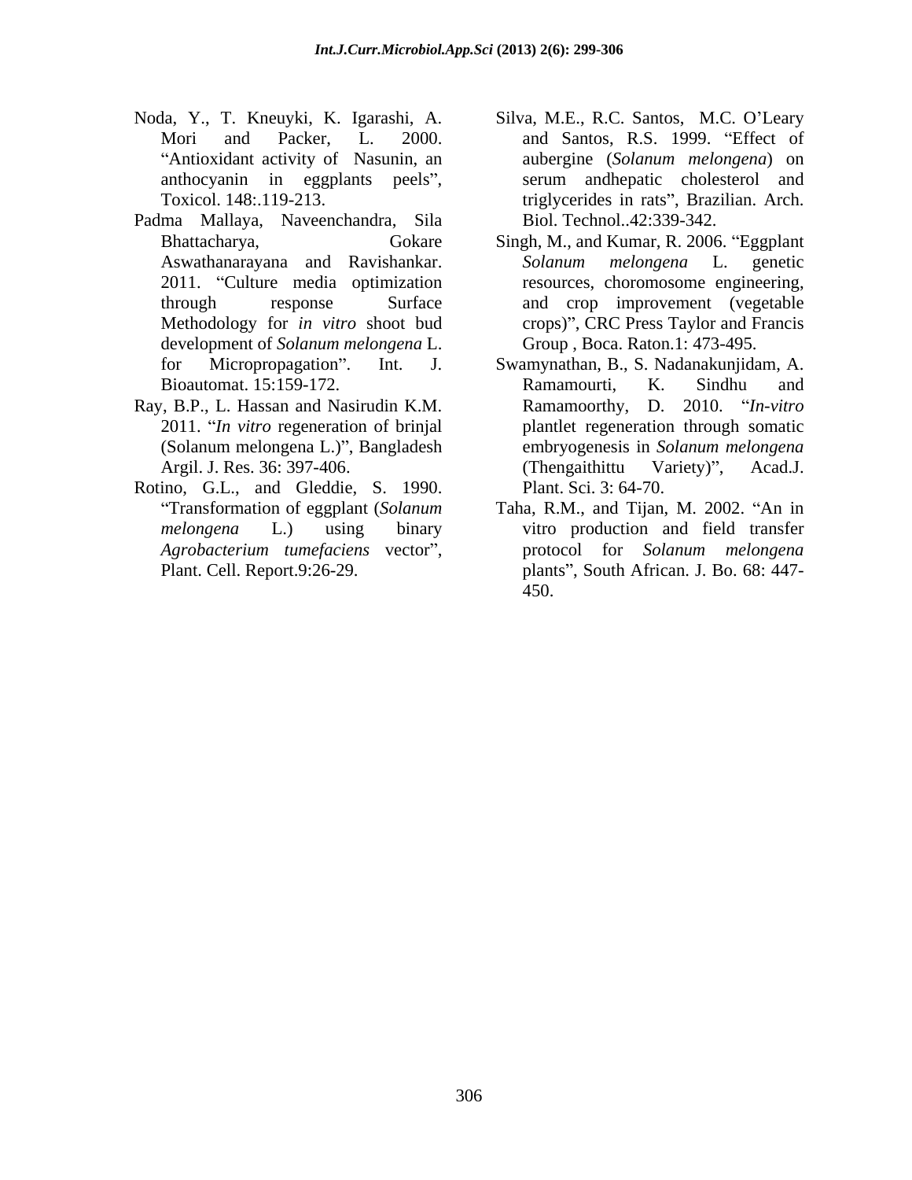Noda, Y., T. Kneuyki, K. Igarashi, A. Mori and Packer, L. 2000. "Antioxidant activity of Nasunin, an anthocyanin in eggplants peels", Toxicol. 148:.119-213.

Padma Mallaya, Naveenchandra, Sila Bhattacharya, Gokare Aswathanarayana and Ravishankar. 2011. "Culture media optimization through response Surface Methodology for *in vitro* shoot bud development of *Solanum melongena* L. for Micropropagation". Int. J. Bioautomat. 15:159-172.

Ray, B.P., L. Hassan and Nasirudin K.M. 2011. "*In vitro* regeneration of brinjal (Solanum melongena L.)", Bangladesh Argil. J. Res. 36: 397-406.

Rotino, G.L., and Gleddie, S. 1990. "Transformation of eggplant (*Solanum melongena* L.) using binary *Agrobacterium tumefaciens* vector", Plant. Cell. Report.9:26-29.

Silva, M.E., R.C. Santos, M.C. O'Leary and Santos, R.S. 1999. "Effect of aubergine (*Solanum melongena*) on serum andhepatic cholesterol and triglycerides in rats", Brazilian. Arch. Biol. Technol..42:339-342.

Singh, M., and Kumar, R. 2006. "Eggplant *Solanum melongena* L. genetic resources, choromosome engineering, and crop improvement (vegetable crops)", CRC Press Taylor and Francis Group , Boca. Raton.1: 473-495.

Swamynathan, B., S. Nadanakunjidam, A. Ramamourti, K. Sindhu and Ramamoorthy, D. 2010. "*In-vitro* plantlet regeneration through somatic embryogenesis in *Solanum melongena* (Thengaithittu Variety)", Acad.J. Plant. Sci. 3: 64-70.

Taha, R.M., and Tijan, M. 2002. "An in vitro production and field transfer protocol for *Solanum melongena* plants", South African. J. Bo. 68: 447-450.